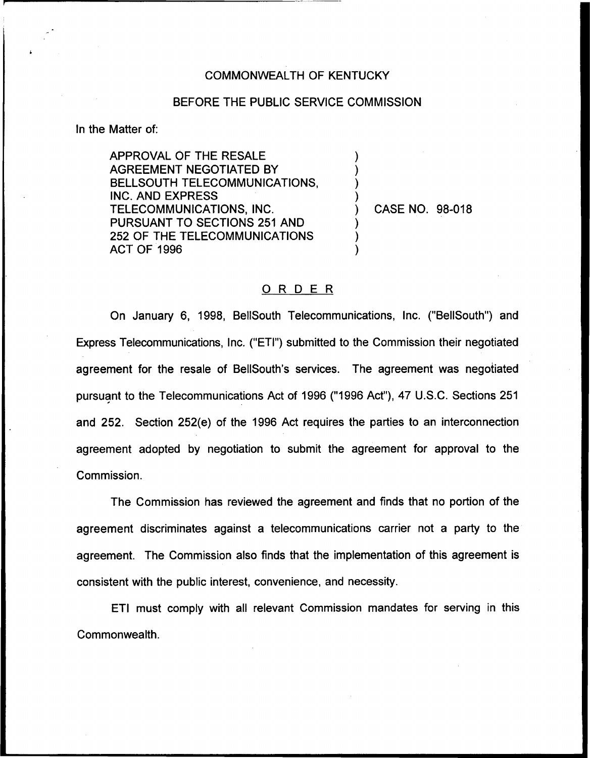COMMONWEALTH OF KENTUCKY

BEFORE THE PUBLIC SERVICE COMMISSION

In the Matter of:

| | | |
|---|---|---|
| APPROVAL OF THE RESALE AGREEMENT NEGOTIATED BY BELLSOUTH TELECOMMUNICATIONS, INC. AND EXPRESS TELECOMMUNICATIONS, INC. PURSUANT TO SECTIONS 251 AND 252 OF THE TELECOMMUNICATIONS ACT OF 1996 | ) | CASE NO. 98-018 |

## ORDER

On January 6, 1998, BellSouth Telecommunications, Inc. ("BellSouth") and Express Telecommunications, Inc. ("ETI") submitted to the Commission their negotiated agreement for the resale of BellSouth's services. The agreement was negotiated pursuant to the Telecommunications Act of 1996 ("1996 Act"), 47 U.S.C. Sections 251 and 252. Section 252(e) of the 1996 Act requires the parties to an interconnection agreement adopted by negotiation to submit the agreement for approval to the Commission.

The Commission has reviewed the agreement and finds that no portion of the agreement discriminates against a telecommunications carrier not a party to the agreement. The Commission also finds that the implementation of this agreement is consistent with the public interest, convenience, and necessity.

ETI must comply with all relevant Commission mandates for serving in this Commonwealth.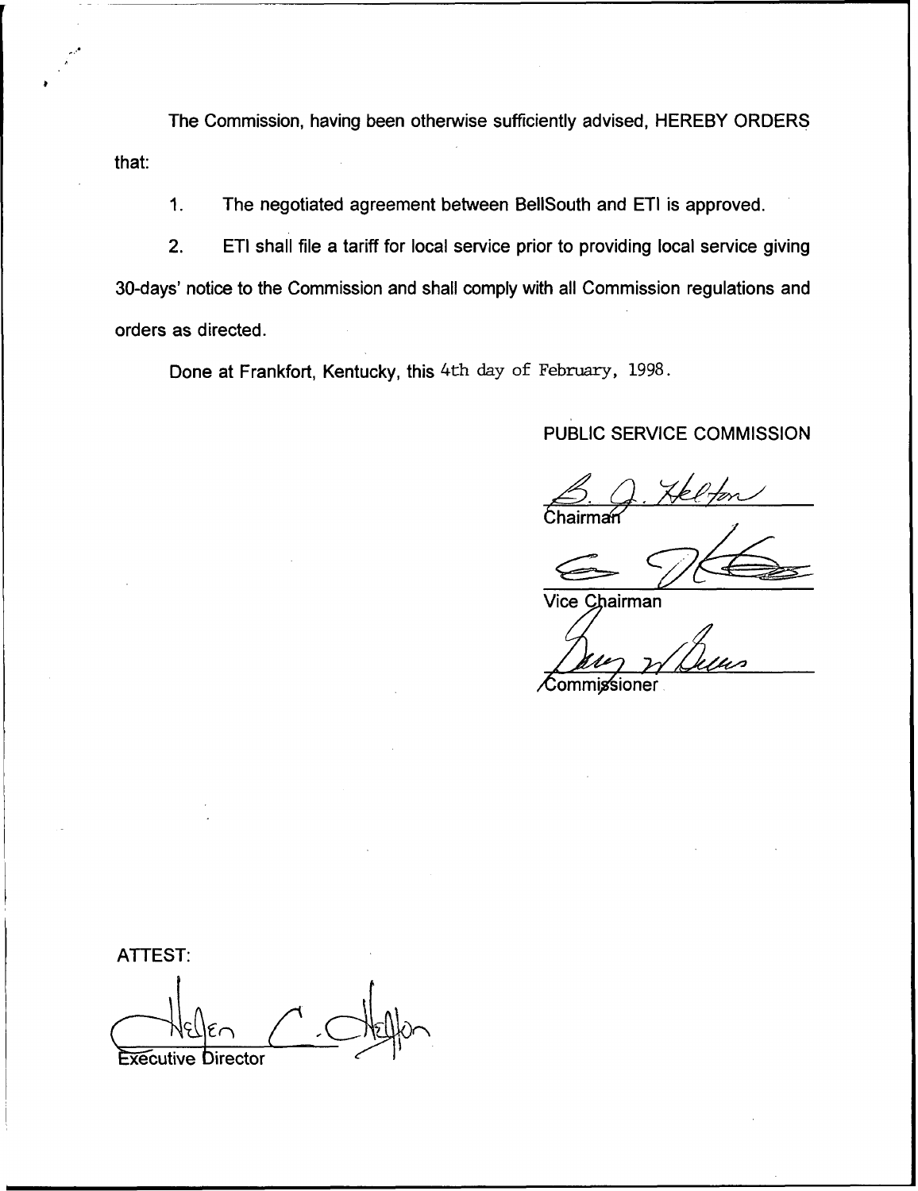The Commission, having been otherwise sufficiently advised, HEREBY ORDERS that:

1. The negotiated agreement between BellSouth and ETI is approved.

2. ETI shall file a tariff for local service prior to providing local service giving 30-days' notice to the Commission and shall comply with all Commission regulations and orders as directed.

Done at Frankfort, Kentucky, this 4th day of February, 1998.

PUBLIC SERVICE COMMISSION

Chairman

Vice Chairman

Commissioner

ATTEST:

Executive Director